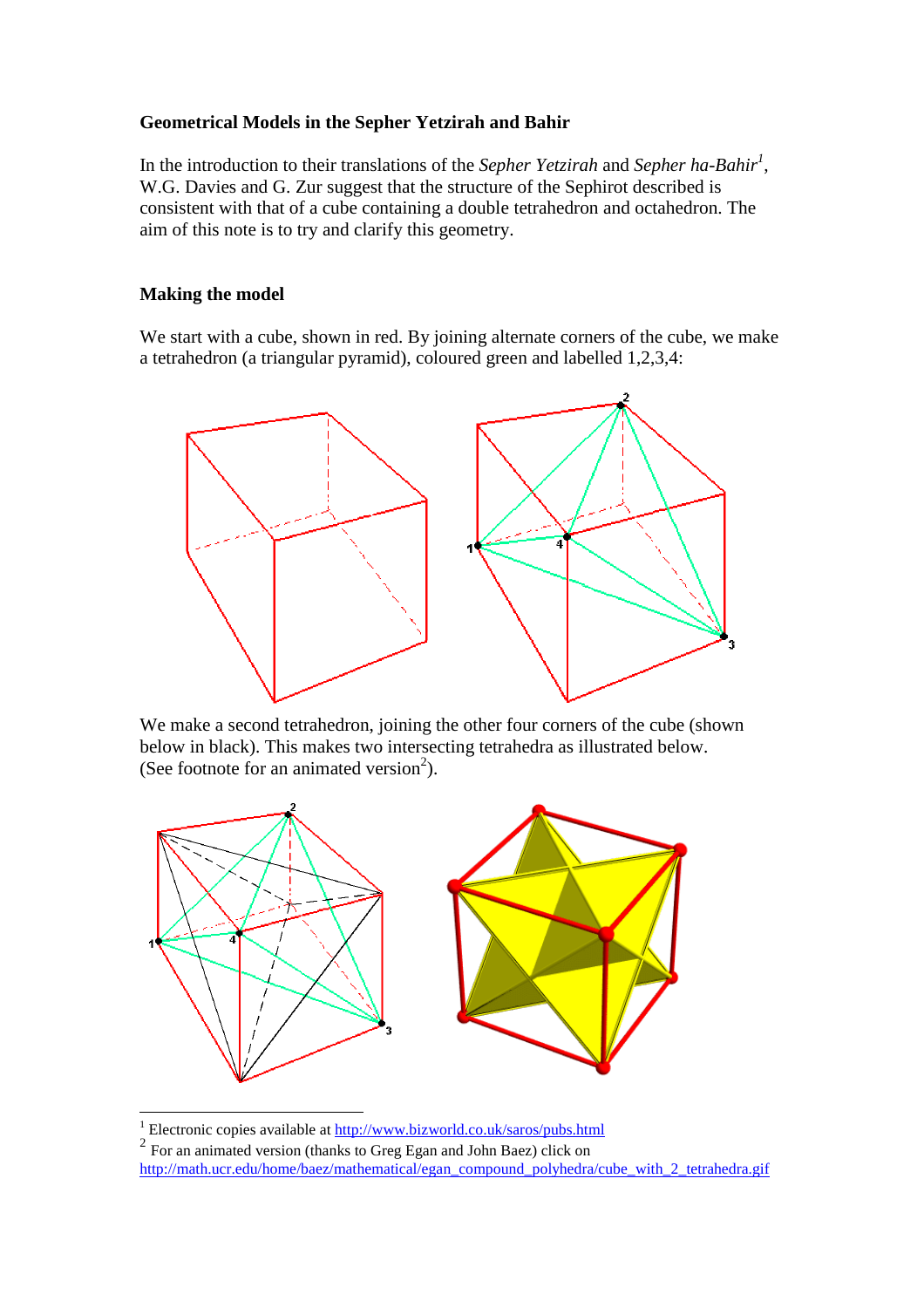**Geometrical Models in the Sepher Yetzirah and Bahir**

In the introduction to their translations of the *Sepher Yetzirah* and *Sepher ha-Bahir*[1], W.G. Davies and G. Zur suggest that the structure of the Sephirot described is consistent with that of a cube containing a double tetrahedron and octahedron. The aim of this note is to try and clarify this geometry.

**Making the model**

We start with a cube, shown in red. By joining alternate corners of the cube, we make a tetrahedron (a triangular pyramid), coloured green and labelled 1,2,3,4:

We make a second tetrahedron, joining the other four corners of the cube (shown below in black). This makes two intersecting tetrahedra as illustrated below. (See footnote for an animated version[2]).

[1] Electronic copies available at http://www.bizworld.co.uk/saros/pubs.html

[2] For an animated version (thanks to Greg Egan and John Baez) click on http://math.ucr.edu/home/baez/mathematical/egan_compound_polyhedra/cube_with_2_tetrahedra.gif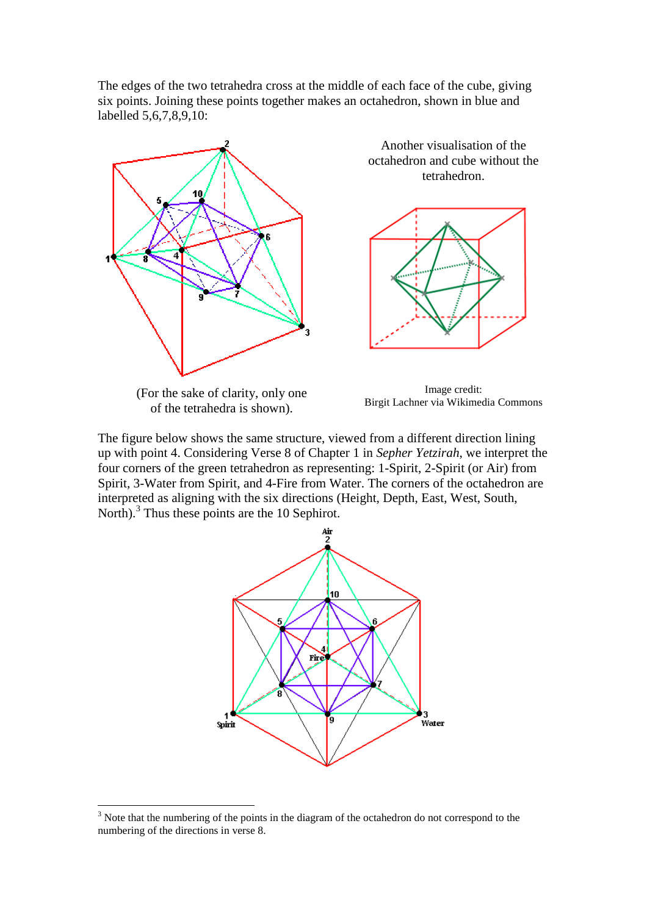The edges of the two tetrahedra cross at the middle of each face of the cube, giving six points. Joining these points together makes an octahedron, shown in blue and labelled 5,6,7,8,9,10:

Another visualisation of the octahedron and cube without the tetrahedron.

(For the sake of clarity, only one of the tetrahedra is shown).

Image credit: Birgit Lachner via Wikimedia Commons

The figure below shows the same structure, viewed from a different direction lining up with point 4. Considering Verse 8 of Chapter 1 in *Sepher Yetzirah*, we interpret the four corners of the green tetrahedron as representing: 1-Spirit, 2-Spirit (or Air) from Spirit, 3-Water from Spirit, and 4-Fire from Water. The corners of the octahedron are interpreted as aligning with the six directions (Height, Depth, East, West, South, North).[3] Thus these points are the 10 Sephirot.

[3] Note that the numbering of the points in the diagram of the octahedron do not correspond to the numbering of the directions in verse 8.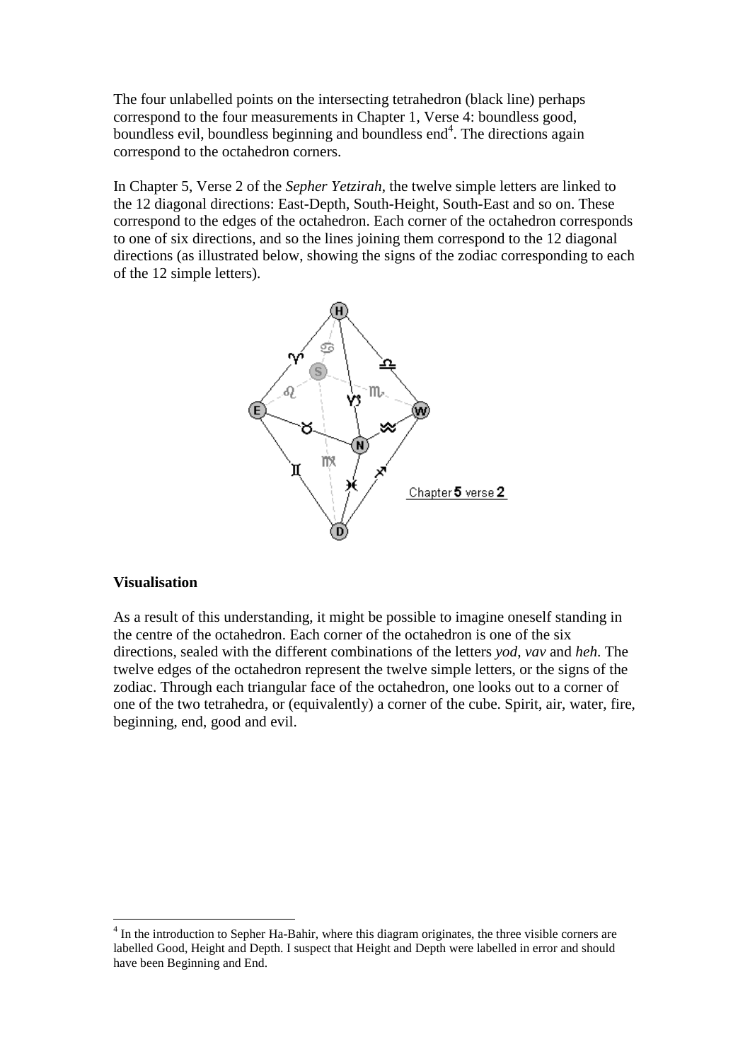The four unlabelled points on the intersecting tetrahedron (black line) perhaps correspond to the four measurements in Chapter 1, Verse 4: boundless good, boundless evil, boundless beginning and boundless end[4]. The directions again correspond to the octahedron corners.

In Chapter 5, Verse 2 of the *Sepher Yetzirah*, the twelve simple letters are linked to the 12 diagonal directions: East-Depth, South-Height, South-East and so on. These correspond to the edges of the octahedron. Each corner of the octahedron corresponds to one of six directions, and so the lines joining them correspond to the 12 diagonal directions (as illustrated below, showing the signs of the zodiac corresponding to each of the 12 simple letters).

Chapter **5** verse **2**

### Visualisation

As a result of this understanding, it might be possible to imagine oneself standing in the centre of the octahedron. Each corner of the octahedron is one of the six directions, sealed with the different combinations of the letters *yod*, *vav* and *heh*. The twelve edges of the octahedron represent the twelve simple letters, or the signs of the zodiac. Through each triangular face of the octahedron, one looks out to a corner of one of the two tetrahedra, or (equivalently) a corner of the cube. Spirit, air, water, fire, beginning, end, good and evil.

---

[4] In the introduction to Sepher Ha-Bahir, where this diagram originates, the three visible corners are labelled Good, Height and Depth. I suspect that Height and Depth were labelled in error and should have been Beginning and End.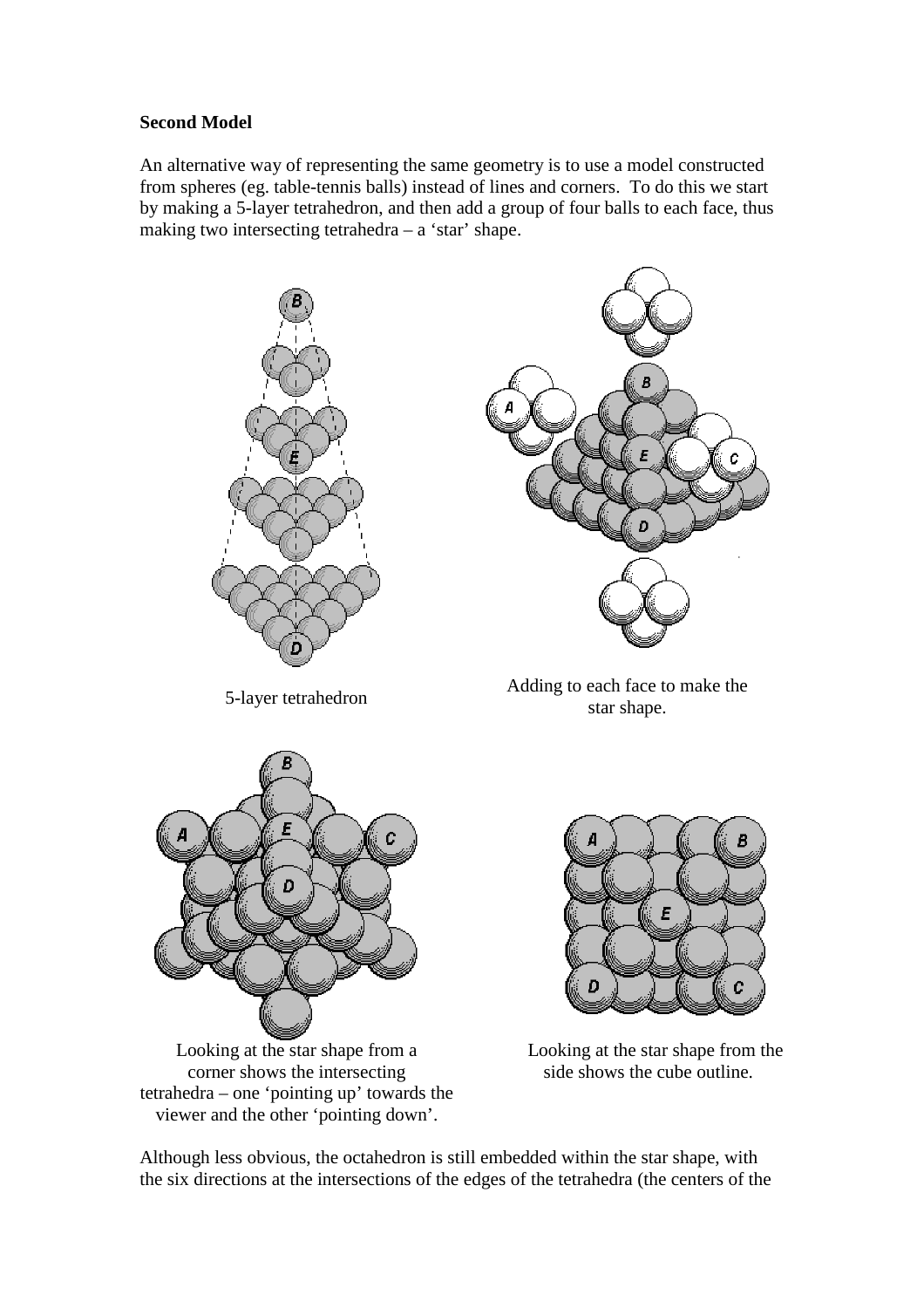**Second Model**

An alternative way of representing the same geometry is to use a model constructed from spheres (eg. table-tennis balls) instead of lines and corners. To do this we start by making a 5-layer tetrahedron, and then add a group of four balls to each face, thus making two intersecting tetrahedra – a ‘star’ shape.

5-layer tetrahedron

Adding to each face to make the star shape.

Looking at the star shape from a corner shows the intersecting tetrahedra – one ‘pointing up’ towards the viewer and the other ‘pointing down’.

Looking at the star shape from the side shows the cube outline.

Although less obvious, the octahedron is still embedded within the star shape, with the six directions at the intersections of the edges of the tetrahedra (the centers of the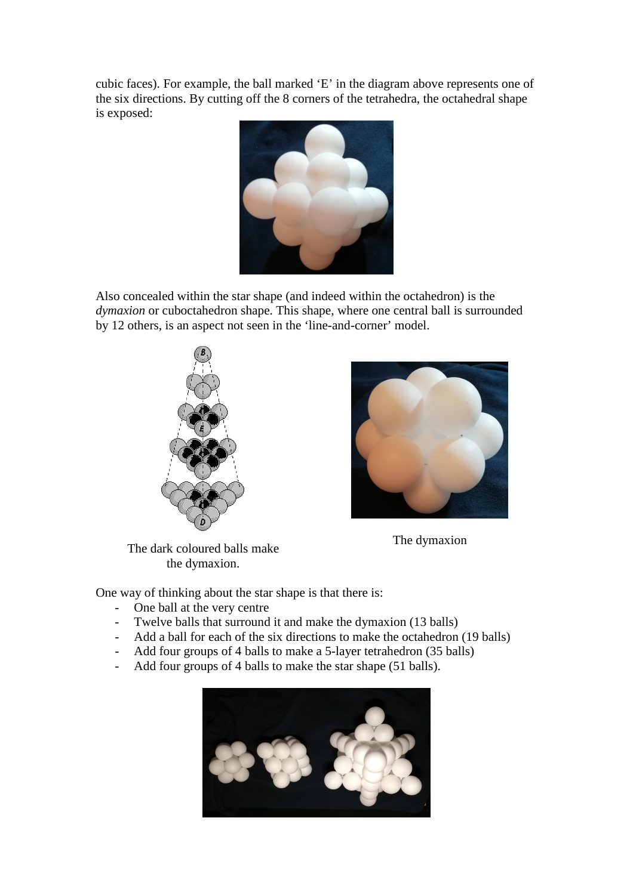cubic faces). For example, the ball marked 'E' in the diagram above represents one of the six directions. By cutting off the 8 corners of the tetrahedra, the octahedral shape is exposed:

Also concealed within the star shape (and indeed within the octahedron) is the *dymaxion* or cuboctahedron shape. This shape, where one central ball is surrounded by 12 others, is an aspect not seen in the 'line-and-corner' model.

The dark coloured balls make the dymaxion.

The dymaxion

One way of thinking about the star shape is that there is:

- One ball at the very centre
- Twelve balls that surround it and make the dymaxion (13 balls)
- Add a ball for each of the six directions to make the octahedron (19 balls)
- Add four groups of 4 balls to make a 5-layer tetrahedron (35 balls)
- Add four groups of 4 balls to make the star shape (51 balls).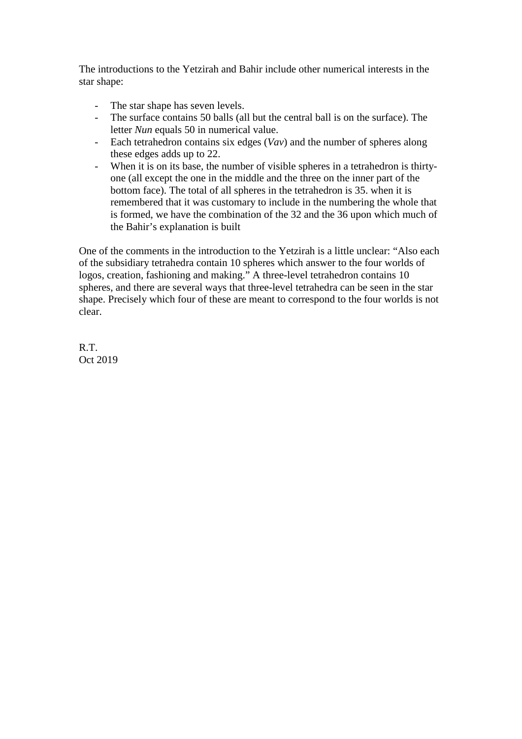The introductions to the Yetzirah and Bahir include other numerical interests in the star shape:

- The star shape has seven levels.
- The surface contains 50 balls (all but the central ball is on the surface). The letter *Nun* equals 50 in numerical value.
- Each tetrahedron contains six edges (*Vav*) and the number of spheres along these edges adds up to 22.
- When it is on its base, the number of visible spheres in a tetrahedron is thirty-one (all except the one in the middle and the three on the inner part of the bottom face). The total of all spheres in the tetrahedron is 35. when it is remembered that it was customary to include in the numbering the whole that is formed, we have the combination of the 32 and the 36 upon which much of the Bahir's explanation is built

One of the comments in the introduction to the Yetzirah is a little unclear: "Also each of the subsidiary tetrahedra contain 10 spheres which answer to the four worlds of logos, creation, fashioning and making." A three-level tetrahedron contains 10 spheres, and there are several ways that three-level tetrahedra can be seen in the star shape. Precisely which four of these are meant to correspond to the four worlds is not clear.

R.T.
Oct 2019